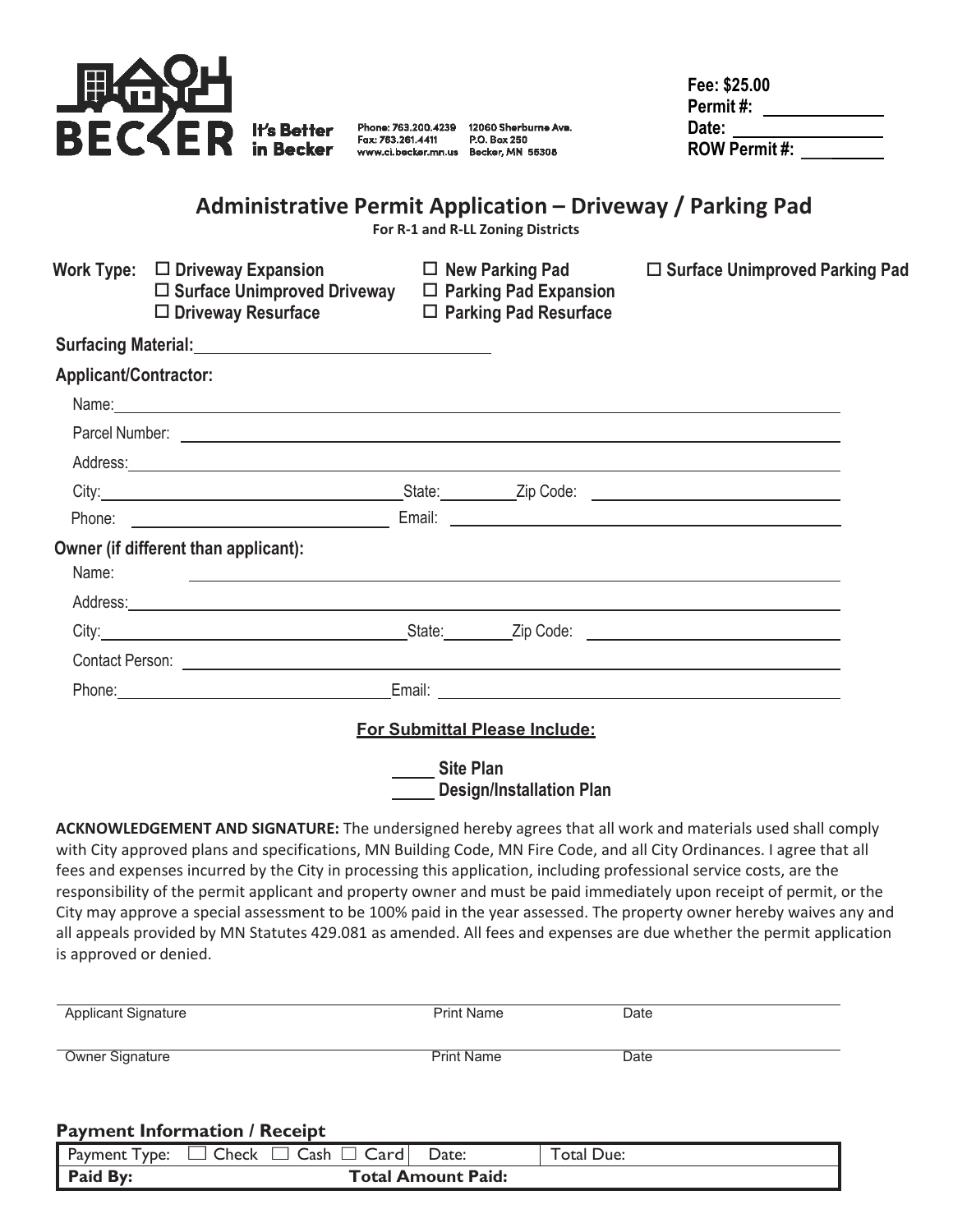BECKER It's Better in Becker

Phone: 763.200.4239
Fax: 763.261.4411
www.ci.becker.mn.us

12060 Sherburne Ave.
P.O. Box 250
Becker, MN 55308

**Fee: $25.00**
**Permit #:** ______________
**Date:** ______________
**ROW Permit #:** ______________

# Administrative Permit Application – Driveway / Parking Pad

**For R-1 and R-LL Zoning Districts**

**Work Type:**
- ☐ **Driveway Expansion**
- ☐ **Surface Unimproved Driveway**
- ☐ **Driveway Resurface**
- ☐ **New Parking Pad**
- ☐ **Parking Pad Expansion**
- ☐ **Parking Pad Resurface**
- ☐ **Surface Unimproved Parking Pad**

**Surfacing Material:** ______________________________

**Applicant/Contractor:**

Name: ______________________________

Parcel Number: ______________________________

Address: ______________________________

City: ______________ State: ________ Zip Code: ______________

Phone: ______________ Email: ______________

**Owner (if different than applicant):**

Name: ______________________________

Address: ______________________________

City: ______________ State: ________ Zip Code: ______________

Contact Person: ______________________________

Phone: ______________ Email: ______________

**For Submittal Please Include:**

_____ **Site Plan**
_____ **Design/Installation Plan**

**ACKNOWLEDGEMENT AND SIGNATURE:** The undersigned hereby agrees that all work and materials used shall comply with City approved plans and specifications, MN Building Code, MN Fire Code, and all City Ordinances. I agree that all fees and expenses incurred by the City in processing this application, including professional service costs, are the responsibility of the permit applicant and property owner and must be paid immediately upon receipt of permit, or the City may approve a special assessment to be 100% paid in the year assessed. The property owner hereby waives any and all appeals provided by MN Statutes 429.081 as amended. All fees and expenses are due whether the permit application is approved or denied.

______________________________ ______________ ______________
Applicant Signature Print Name Date

______________________________ ______________ ______________
Owner Signature Print Name Date

**Payment Information / Receipt**

| Payment Type: ☐ Check ☐ Cash ☐ Card | Date: | Total Due: |
|---|---|---|
| **Paid By:** | **Total Amount Paid:** | |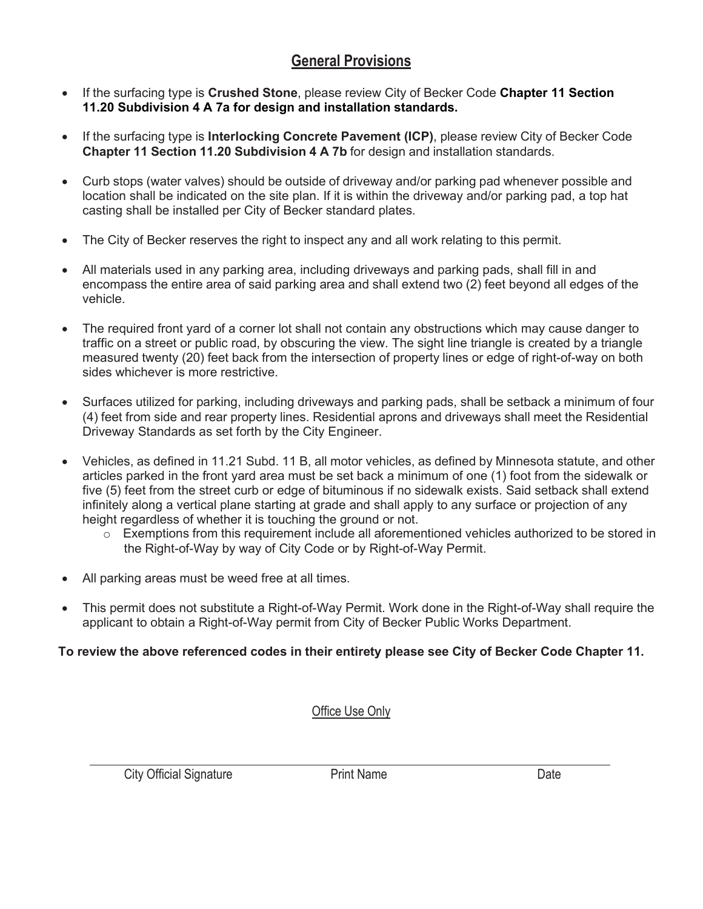## General Provisions

- If the surfacing type is **Crushed Stone**, please review City of Becker Code **Chapter 11 Section 11.20 Subdivision 4 A 7a for design and installation standards.**
- If the surfacing type is **Interlocking Concrete Pavement (ICP)**, please review City of Becker Code **Chapter 11 Section 11.20 Subdivision 4 A 7b** for design and installation standards.
- Curb stops (water valves) should be outside of driveway and/or parking pad whenever possible and location shall be indicated on the site plan. If it is within the driveway and/or parking pad, a top hat casting shall be installed per City of Becker standard plates.
- The City of Becker reserves the right to inspect any and all work relating to this permit.
- All materials used in any parking area, including driveways and parking pads, shall fill in and encompass the entire area of said parking area and shall extend two (2) feet beyond all edges of the vehicle.
- The required front yard of a corner lot shall not contain any obstructions which may cause danger to traffic on a street or public road, by obscuring the view. The sight line triangle is created by a triangle measured twenty (20) feet back from the intersection of property lines or edge of right-of-way on both sides whichever is more restrictive.
- Surfaces utilized for parking, including driveways and parking pads, shall be setback a minimum of four (4) feet from side and rear property lines. Residential aprons and driveways shall meet the Residential Driveway Standards as set forth by the City Engineer.
- Vehicles, as defined in 11.21 Subd. 11 B, all motor vehicles, as defined by Minnesota statute, and other articles parked in the front yard area must be set back a minimum of one (1) foot from the sidewalk or five (5) feet from the street curb or edge of bituminous if no sidewalk exists. Said setback shall extend infinitely along a vertical plane starting at grade and shall apply to any surface or projection of any height regardless of whether it is touching the ground or not.
  - Exemptions from this requirement include all aforementioned vehicles authorized to be stored in the Right-of-Way by way of City Code or by Right-of-Way Permit.
- All parking areas must be weed free at all times.
- This permit does not substitute a Right-of-Way Permit. Work done in the Right-of-Way shall require the applicant to obtain a Right-of-Way permit from City of Becker Public Works Department.

**To review the above referenced codes in their entirety please see City of Becker Code Chapter 11.**

Office Use Only

| City Official Signature | Print Name | Date |
|---|---|---|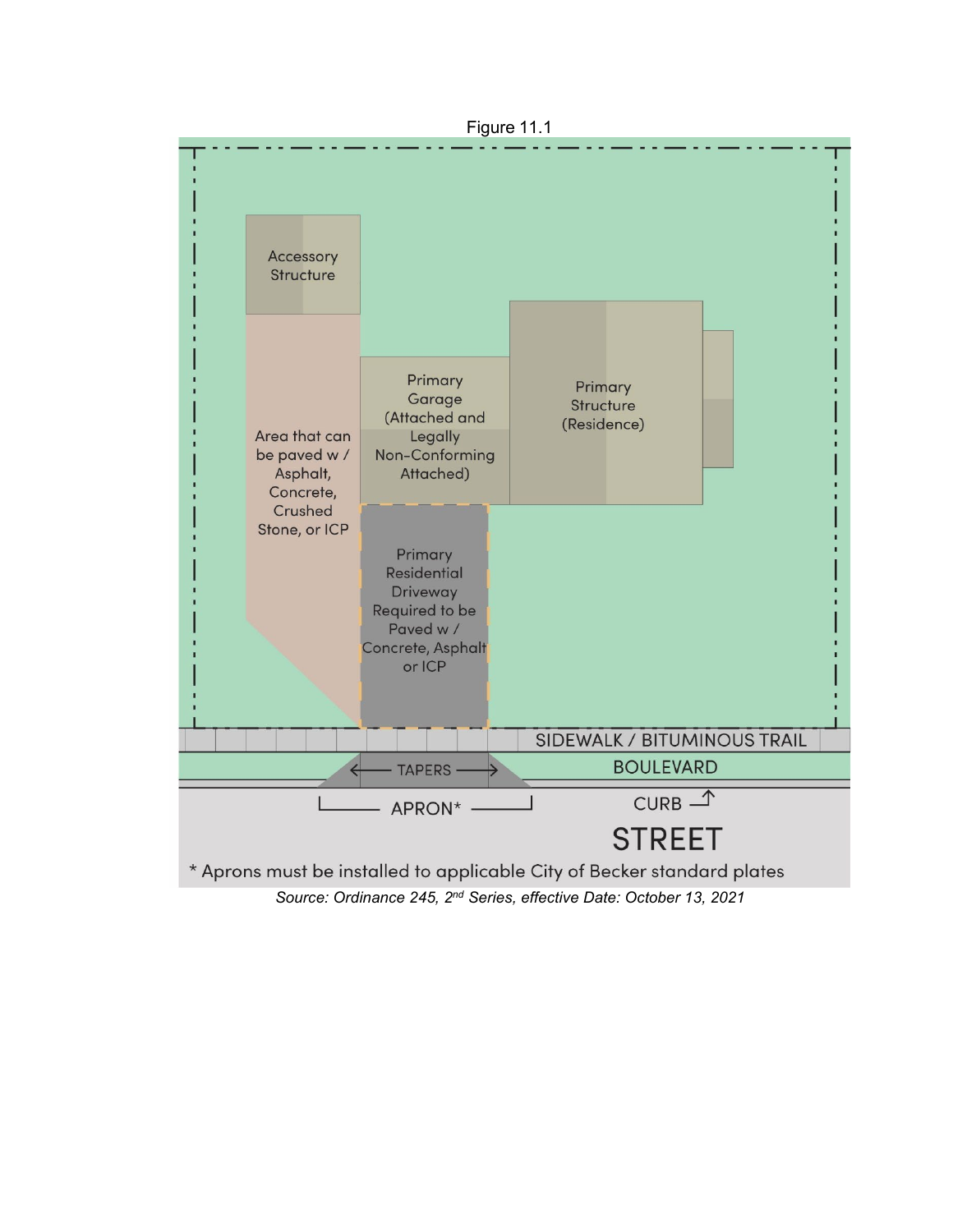Figure 11.1

Accessory Structure

Area that can be paved w / Asphalt, Concrete, Crushed Stone, or ICP

Primary Garage (Attached and Legally Non-Conforming Attached)

Primary Structure (Residence)

Primary Residential Driveway Required to be Paved w / Concrete, Asphalt or ICP

SIDEWALK / BITUMINOUS TRAIL

TAPERS

BOULEVARD

APRON*

CURB

STREET

\* Aprons must be installed to applicable City of Becker standard plates

*Source: Ordinance 245, 2nd Series, effective Date: October 13, 2021*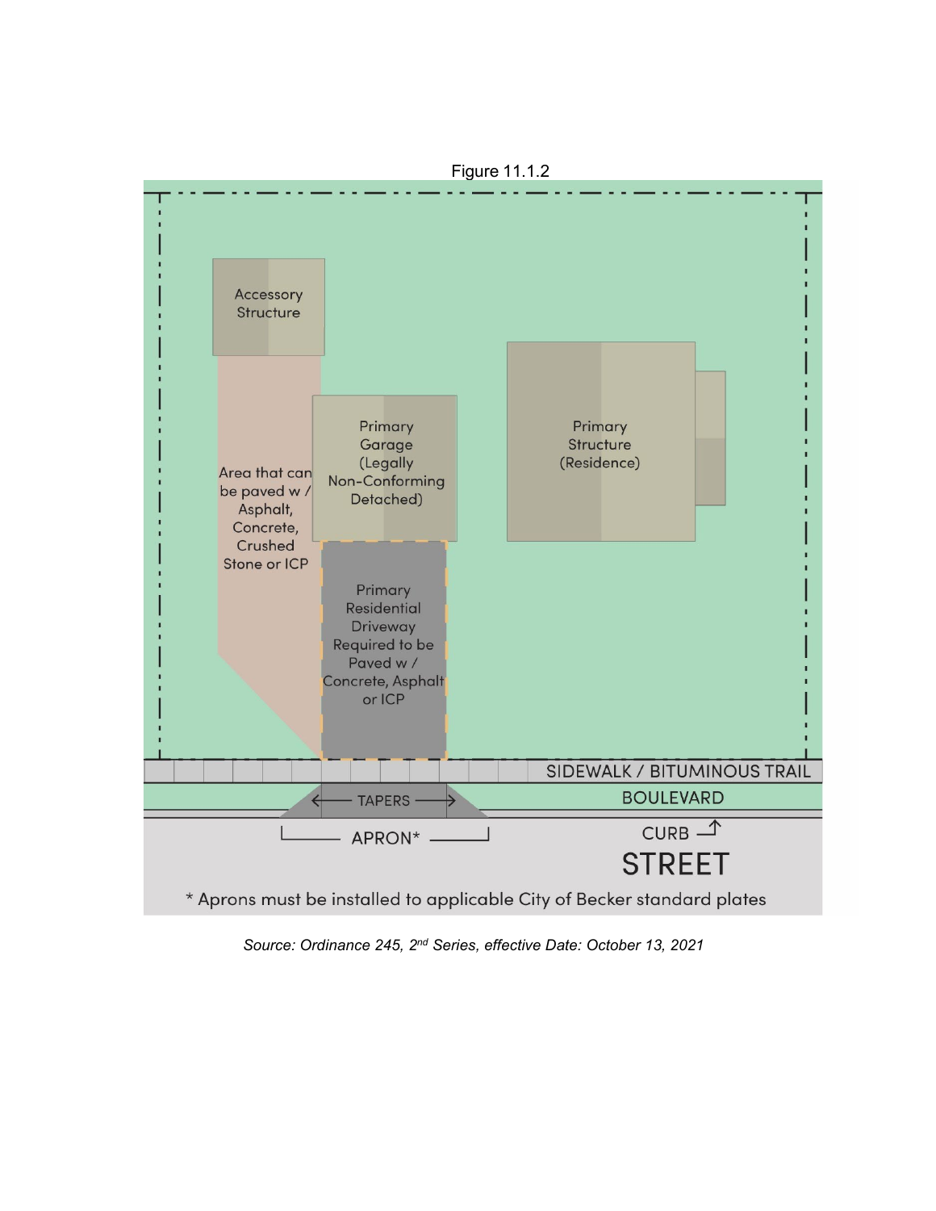Figure 11.1.2

Accessory Structure

Area that can be paved w / Asphalt, Concrete, Crushed Stone or ICP

Primary Garage (Legally Non-Conforming Detached)

Primary Structure (Residence)

Primary Residential Driveway Required to be Paved w / Concrete, Asphalt or ICP

SIDEWALK / BITUMINOUS TRAIL

TAPERS

BOULEVARD

APRON*

CURB

STREET

* Aprons must be installed to applicable City of Becker standard plates

*Source: Ordinance 245, 2nd Series, effective Date: October 13, 2021*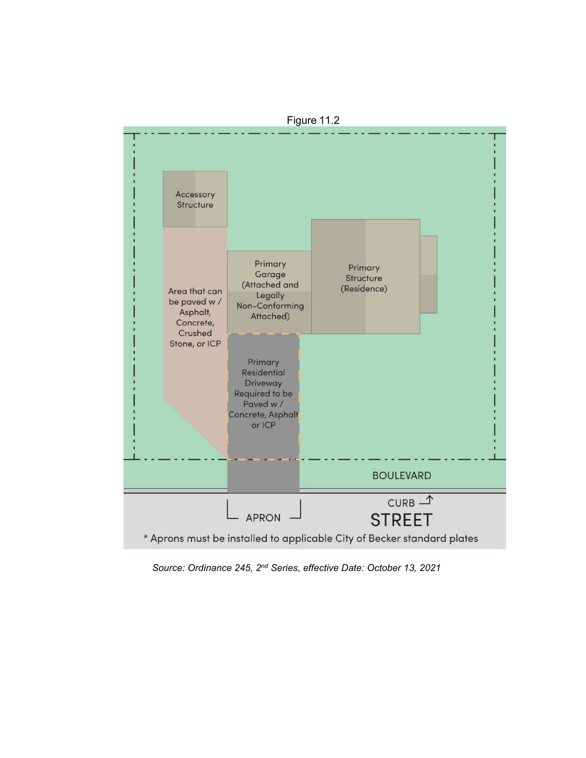Figure 11.2

Accessory Structure

Area that can be paved w / Asphalt, Concrete, Crushed Stone, or ICP

Primary Garage (Attached and Legally Non-Conforming Attached)

Primary Structure (Residence)

Primary Residential Driveway Required to be Paved w / Concrete, Asphalt or ICP

BOULEVARD

CURB

APRON

STREET

* Aprons must be installed to applicable City of Becker standard plates

*Source: Ordinance 245, 2nd Series, effective Date: October 13, 2021*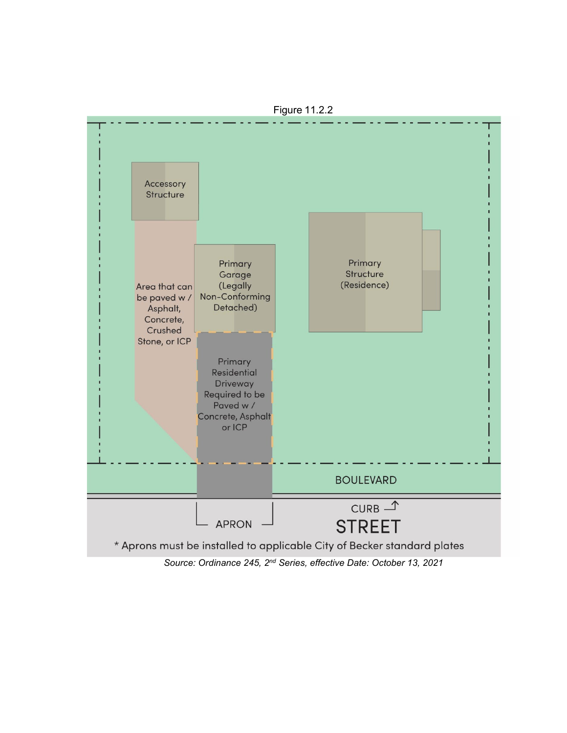Figure 11.2.2

Accessory Structure

Area that can be paved w / Asphalt, Concrete, Crushed Stone, or ICP

Primary Garage (Legally Non-Conforming Detached)

Primary Structure (Residence)

Primary Residential Driveway Required to be Paved w / Concrete, Asphalt or ICP

BOULEVARD

CURB

APRON

STREET

* Aprons must be installed to applicable City of Becker standard plates

*Source: Ordinance 245, 2nd Series, effective Date: October 13, 2021*